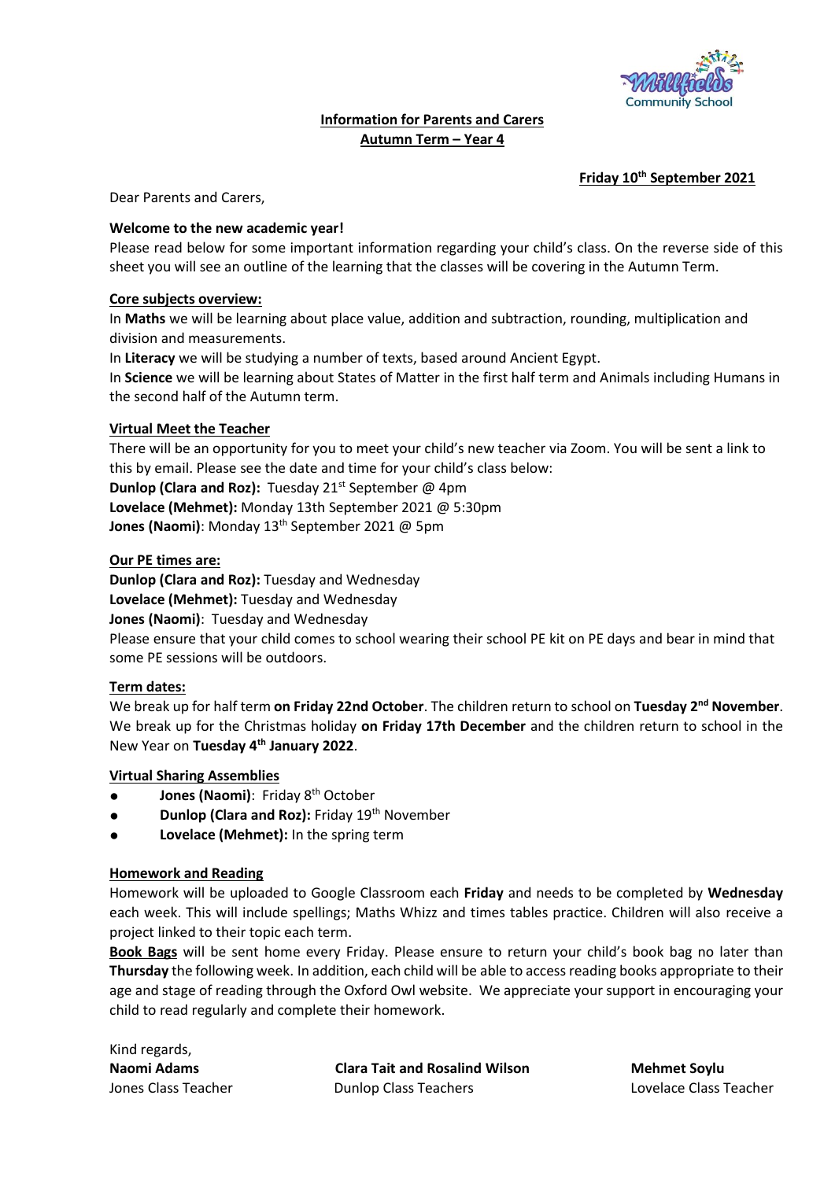## Information for Parents and Carers
## Autumn Term – Year 4

**Friday 10th September 2021**

Dear Parents and Carers,

**Welcome to the new academic year!**

Please read below for some important information regarding your child's class. On the reverse side of this sheet you will see an outline of the learning that the classes will be covering in the Autumn Term.

### Core subjects overview:

In **Maths** we will be learning about place value, addition and subtraction, rounding, multiplication and division and measurements.

In **Literacy** we will be studying a number of texts, based around Ancient Egypt.

In **Science** we will be learning about States of Matter in the first half term and Animals including Humans in the second half of the Autumn term.

### Virtual Meet the Teacher

There will be an opportunity for you to meet your child's new teacher via Zoom. You will be sent a link to this by email. Please see the date and time for your child's class below:

**Dunlop (Clara and Roz):** Tuesday 21st September @ 4pm
**Lovelace (Mehmet):** Monday 13th September 2021 @ 5:30pm
**Jones (Naomi)**: Monday 13th September 2021 @ 5pm

### Our PE times are:

**Dunlop (Clara and Roz):** Tuesday and Wednesday
**Lovelace (Mehmet):** Tuesday and Wednesday
**Jones (Naomi)**: Tuesday and Wednesday

Please ensure that your child comes to school wearing their school PE kit on PE days and bear in mind that some PE sessions will be outdoors.

### Term dates:

We break up for half term **on Friday 22nd October**. The children return to school on **Tuesday 2nd November**. We break up for the Christmas holiday **on Friday 17th December** and the children return to school in the New Year on **Tuesday 4th January 2022**.

### Virtual Sharing Assemblies

- **Jones (Naomi)**: Friday 8th October
- **Dunlop (Clara and Roz):** Friday 19th November
- **Lovelace (Mehmet):** In the spring term

### Homework and Reading

Homework will be uploaded to Google Classroom each **Friday** and needs to be completed by **Wednesday** each week. This will include spellings; Maths Whizz and times tables practice. Children will also receive a project linked to their topic each term.

**Book Bags** will be sent home every Friday. Please ensure to return your child's book bag no later than **Thursday** the following week. In addition, each child will be able to access reading books appropriate to their age and stage of reading through the Oxford Owl website. We appreciate your support in encouraging your child to read regularly and complete their homework.

Kind regards,

**Naomi Adams**
Jones Class Teacher

**Clara Tait and Rosalind Wilson**
Dunlop Class Teachers

**Mehmet Soylu**
Lovelace Class Teacher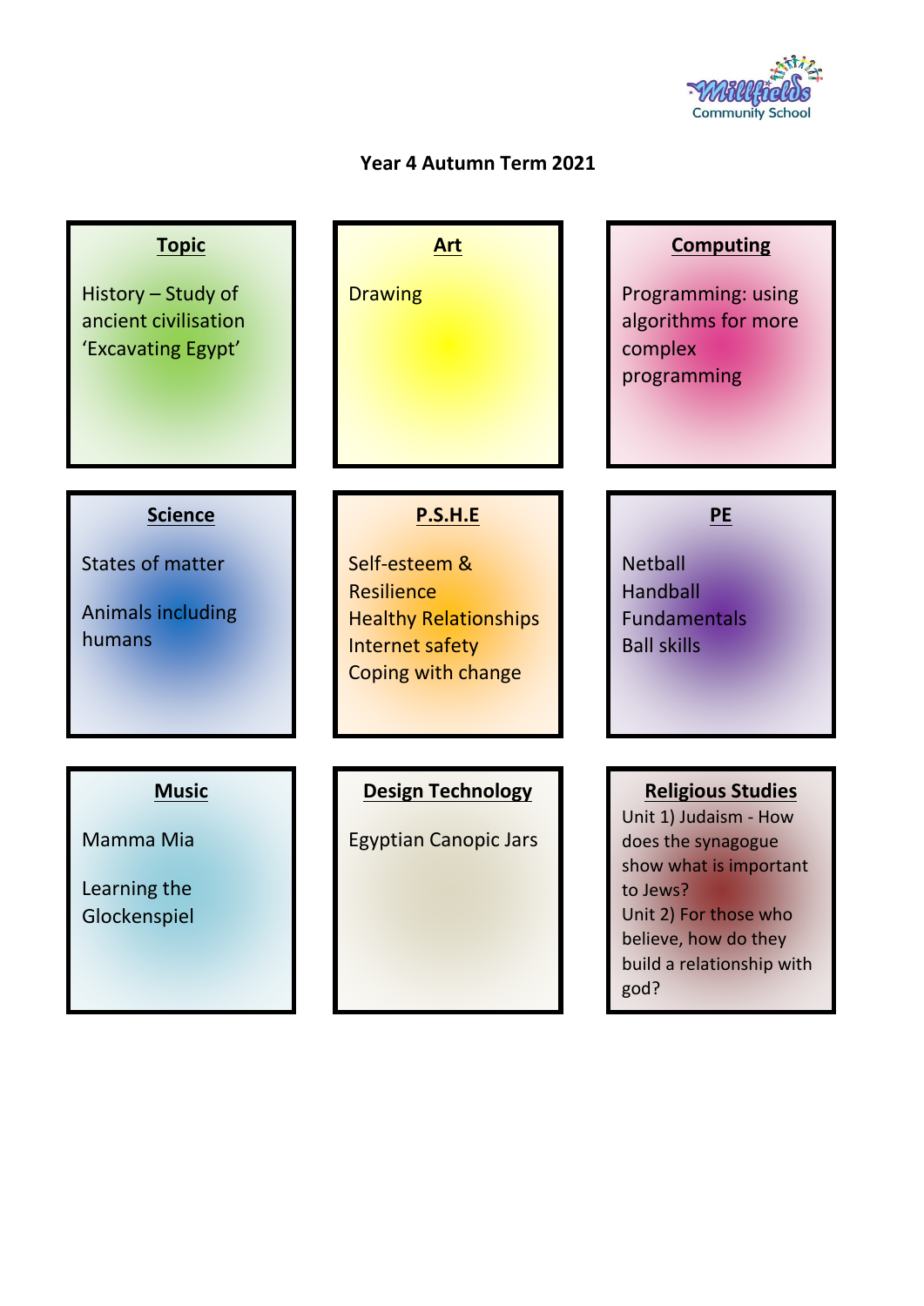Millfields Community School

# Year 4 Autumn Term 2021

## Topic

History – Study of ancient civilisation ‘Excavating Egypt’

## Art

Drawing

## Computing

Programming: using algorithms for more complex programming

## Science

States of matter

Animals including humans

## P.S.H.E

Self-esteem & Resilience
Healthy Relationships
Internet safety
Coping with change

## PE

Netball
Handball
Fundamentals
Ball skills

## Music

Mamma Mia

Learning the Glockenspiel

## Design Technology

Egyptian Canopic Jars

## Religious Studies

Unit 1) Judaism - How does the synagogue show what is important to Jews?
Unit 2) For those who believe, how do they build a relationship with god?